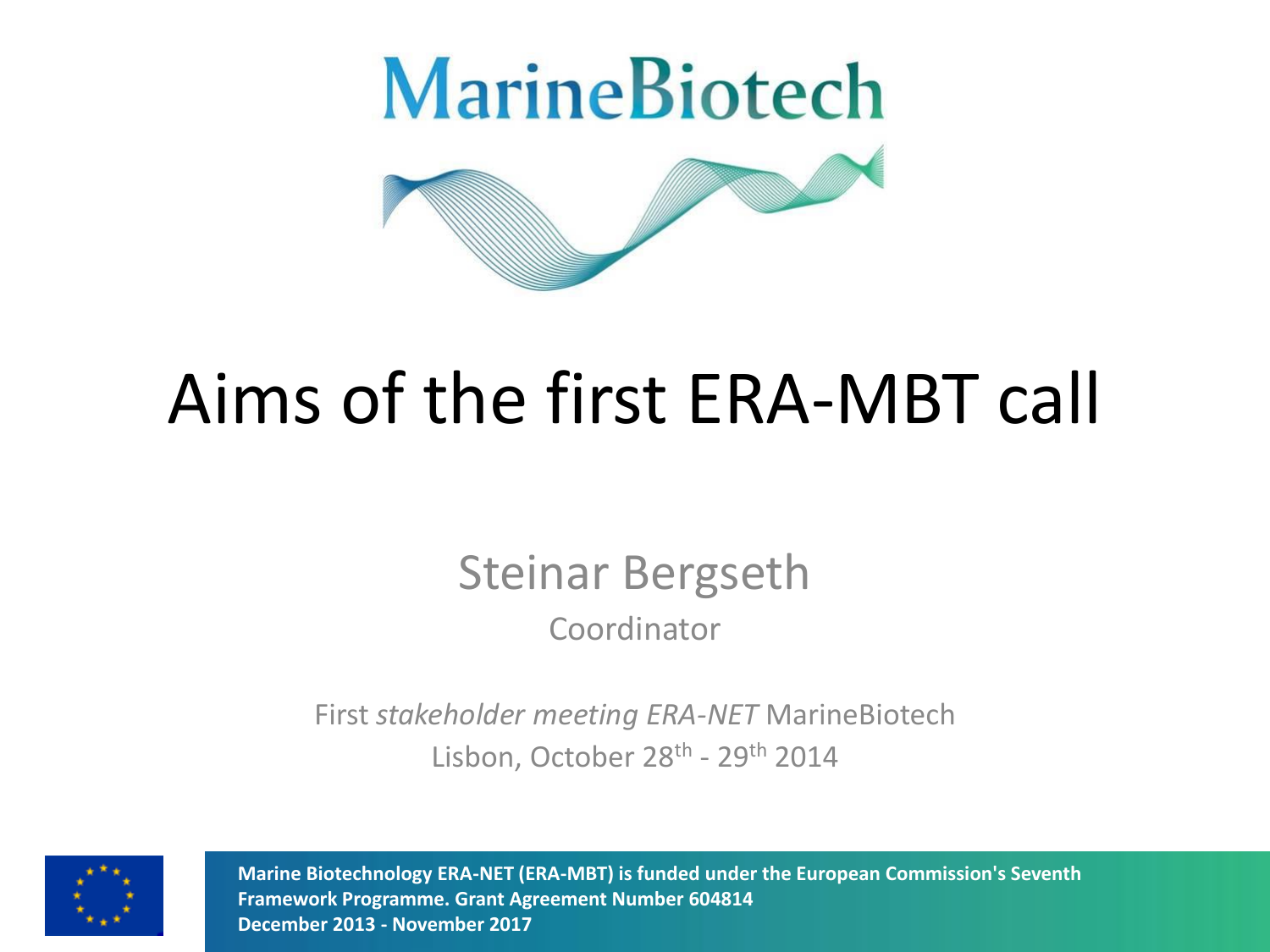MarineBiotech

# Aims of the first ERA-MBT call

Steinar Bergseth

Coordinator

First *stakeholder meeting ERA-NET* MarineBiotech

Lisbon, October 28th - 29th 2014

**Marine Biotechnology ERA-NET (ERA-MBT) is funded under the European Commission's Seventh Framework Programme. Grant Agreement Number 604814**
**December 2013 - November 2017**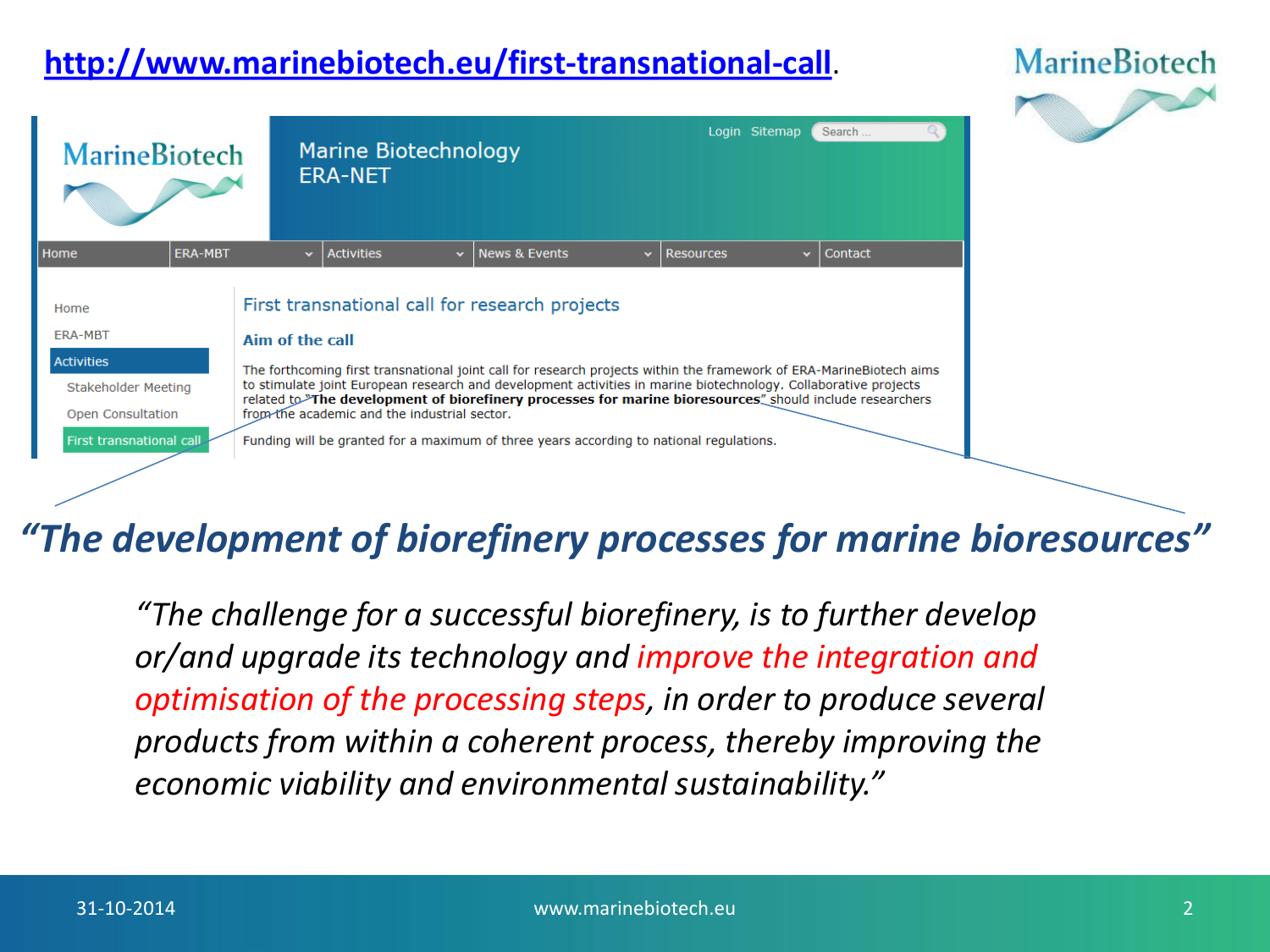[http://www.marinebiotech.eu/first-transnational-call](http://www.marinebiotech.eu/first-transnational-call).

MarineBiotech

MarineBiotech

Marine Biotechnology ERA-NET

Login Sitemap Search ...

Home | ERA-MBT | Activities | News & Events | Resources | Contact

- Home
- ERA-MBT
- Activities
  - Stakeholder Meeting
  - Open Consultation
  - First transnational call

## First transnational call for research projects

### Aim of the call

The forthcoming first transnational joint call for research projects within the framework of ERA-MarineBiotech aims to stimulate joint European research and development activities in marine biotechnology. Collaborative projects related to "**The development of biorefinery processes for marine bioresources**" should include researchers from the academic and the industrial sector.

Funding will be granted for a maximum of three years according to national regulations.

## *"The development of biorefinery processes for marine bioresources"*

*"The challenge for a successful biorefinery, is to further develop or/and upgrade its technology and improve the integration and optimisation of the processing steps, in order to produce several products from within a coherent process, thereby improving the economic viability and environmental sustainability."*

31-10-2014 www.marinebiotech.eu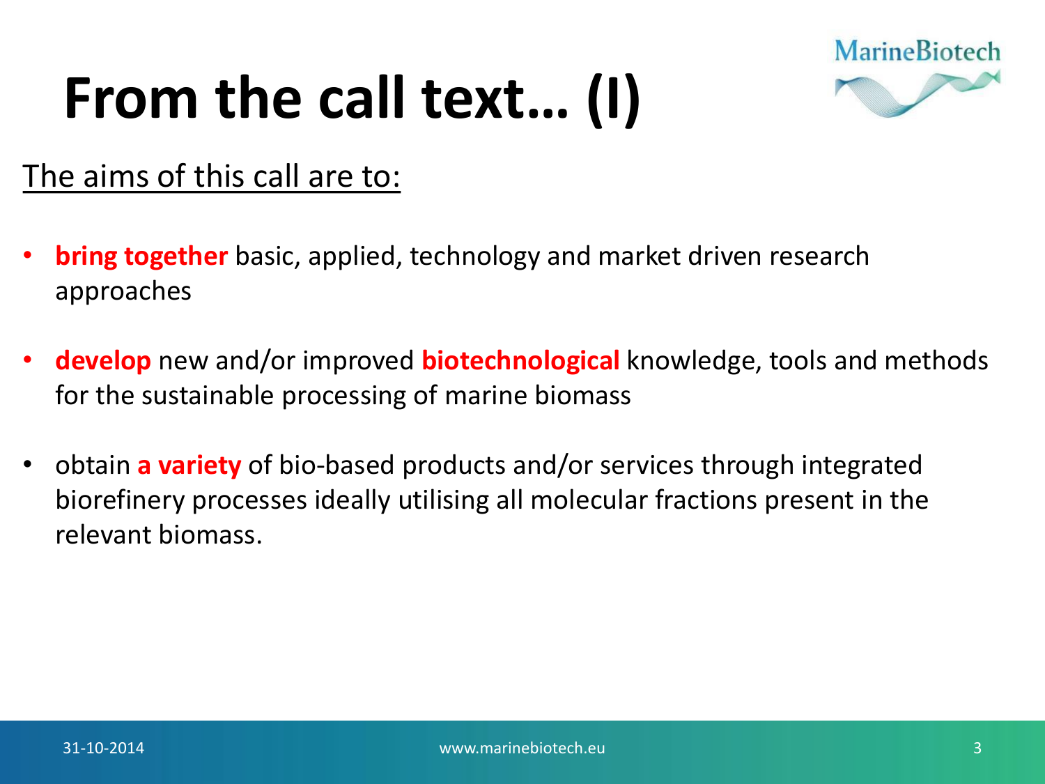# From the call text… (I)

<u>The aims of this call are to:</u>

- **bring together** basic, applied, technology and market driven research approaches
- **develop** new and/or improved **biotechnological** knowledge, tools and methods for the sustainable processing of marine biomass
- obtain **a variety** of bio-based products and/or services through integrated biorefinery processes ideally utilising all molecular fractions present in the relevant biomass.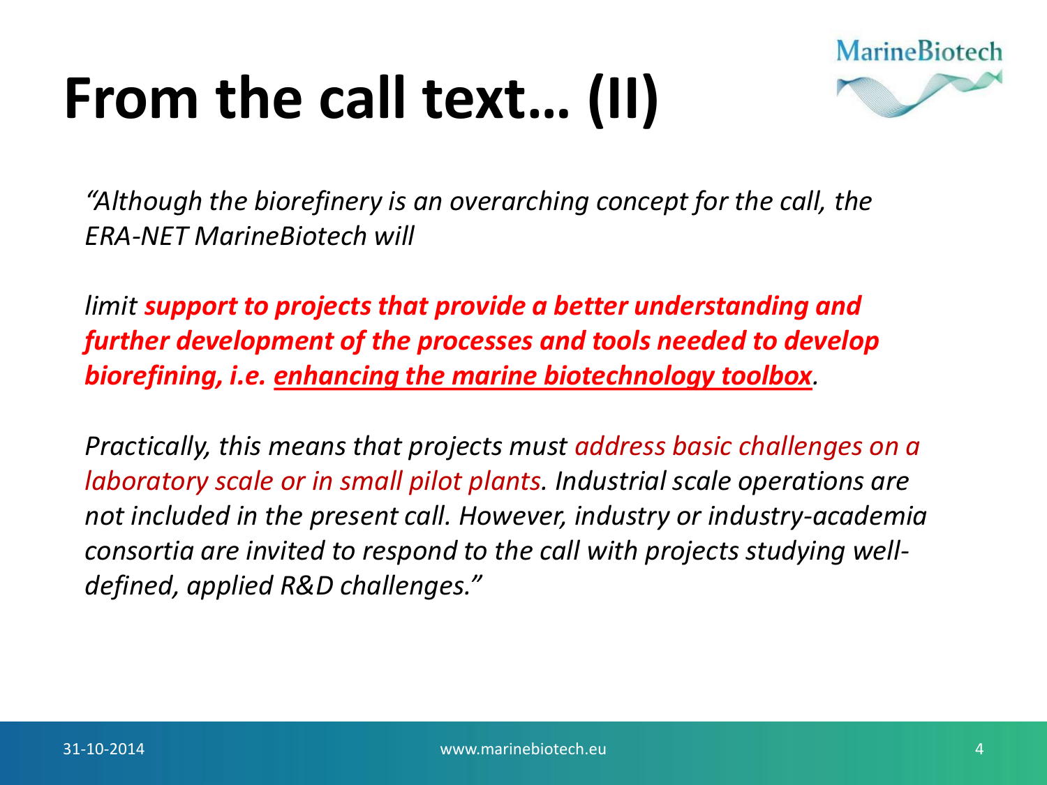# From the call text… (II)

*"Although the biorefinery is an overarching concept for the call, the ERA-NET MarineBiotech will*

*limit* ***support to projects that provide a better understanding and further development of the processes and tools needed to develop biorefining, i.e. enhancing the marine biotechnology toolbox****.*

*Practically, this means that projects must address basic challenges on a laboratory scale or in small pilot plants. Industrial scale operations are not included in the present call. However, industry or industry-academia consortia are invited to respond to the call with projects studying well-defined, applied R&D challenges."*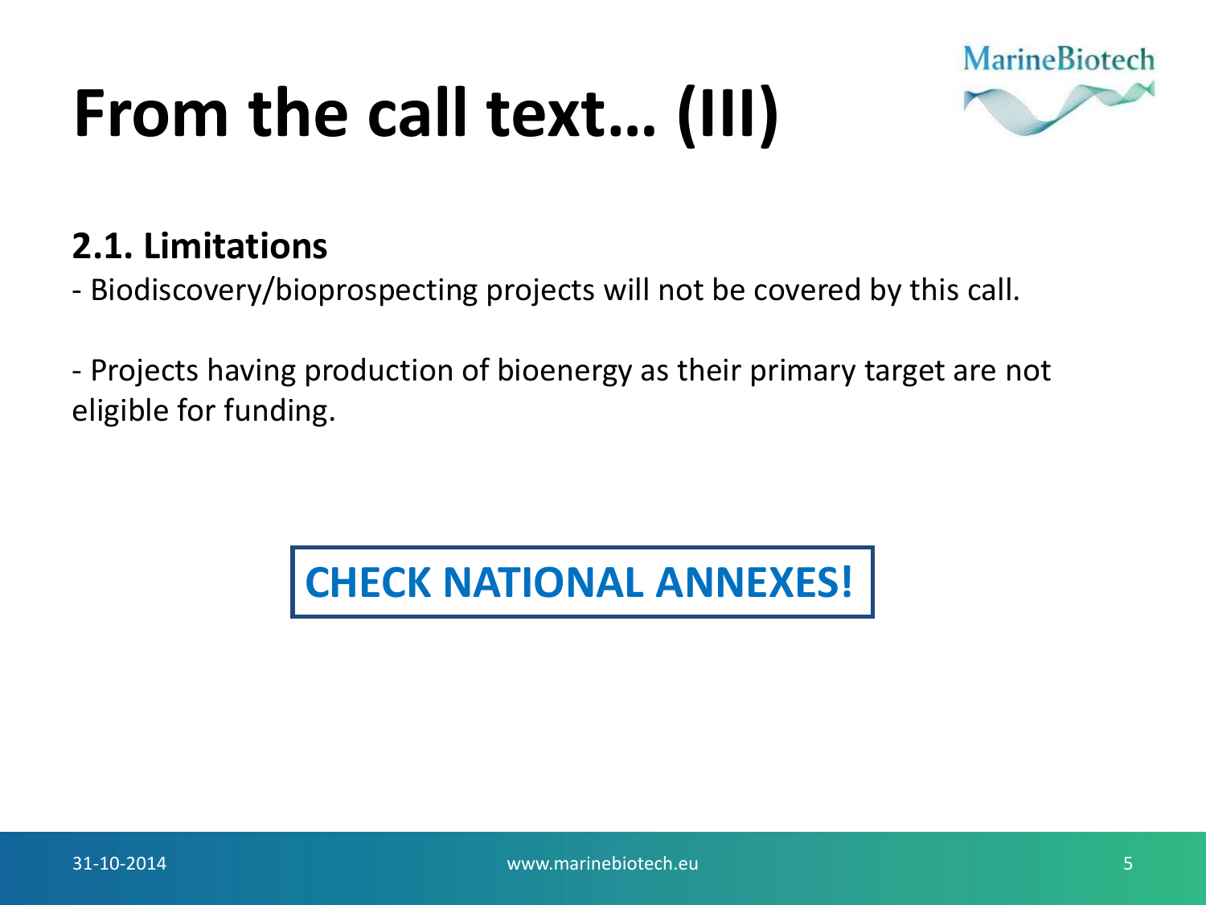# From the call text… (III)

## 2.1. Limitations

- Biodiscovery/bioprospecting projects will not be covered by this call.

- Projects having production of bioenergy as their primary target are not eligible for funding.

**CHECK NATIONAL ANNEXES!**